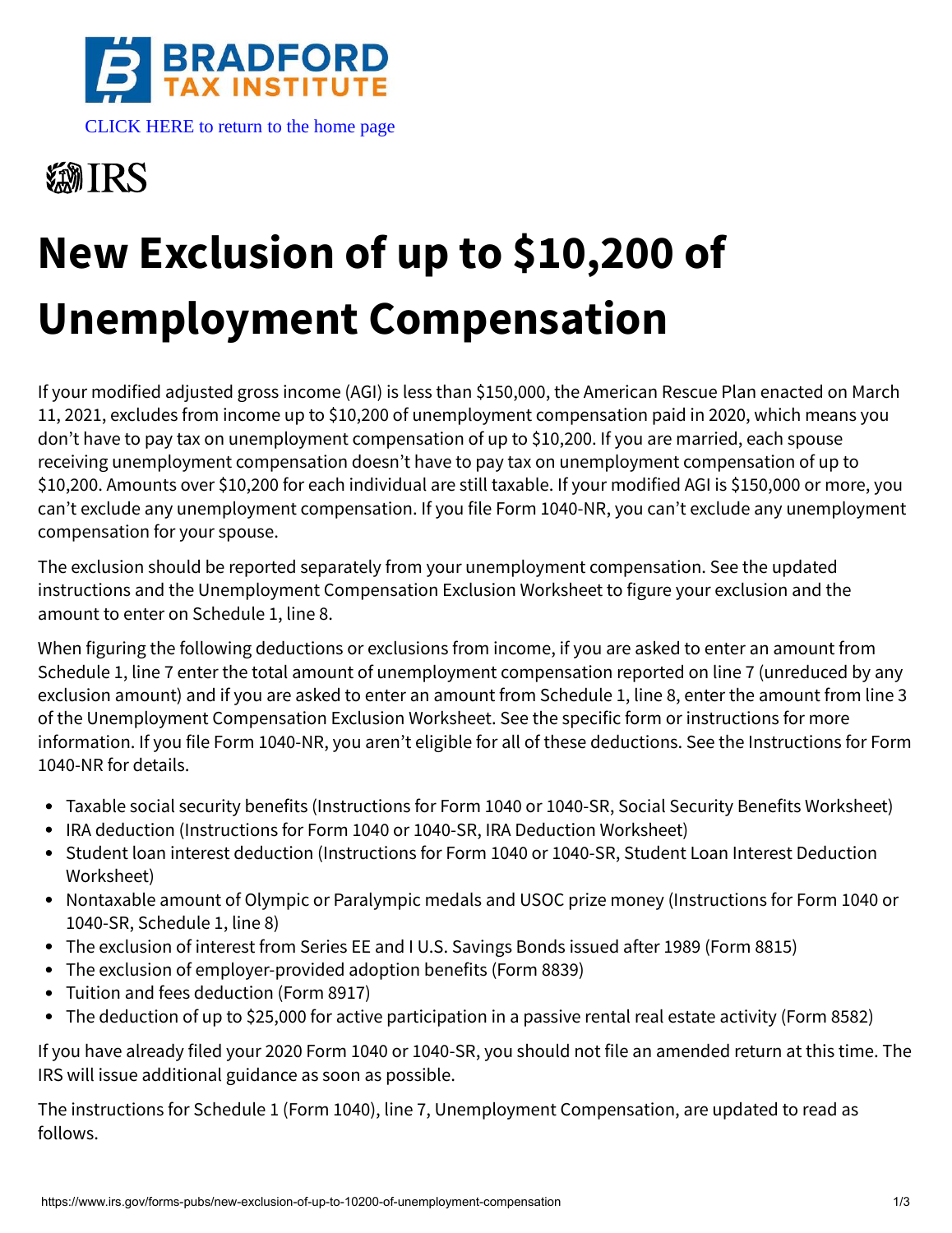BRADFORD TAX INSTITUTE

CLICK HERE to return to the home page

IRS

# New Exclusion of up to $10,200 of Unemployment Compensation

If your modified adjusted gross income (AGI) is less than $150,000, the American Rescue Plan enacted on March 11, 2021, excludes from income up to $10,200 of unemployment compensation paid in 2020, which means you don't have to pay tax on unemployment compensation of up to $10,200. If you are married, each spouse receiving unemployment compensation doesn't have to pay tax on unemployment compensation of up to $10,200. Amounts over $10,200 for each individual are still taxable. If your modified AGI is $150,000 or more, you can't exclude any unemployment compensation. If you file Form 1040-NR, you can't exclude any unemployment compensation for your spouse.

The exclusion should be reported separately from your unemployment compensation. See the updated instructions and the Unemployment Compensation Exclusion Worksheet to figure your exclusion and the amount to enter on Schedule 1, line 8.

When figuring the following deductions or exclusions from income, if you are asked to enter an amount from Schedule 1, line 7 enter the total amount of unemployment compensation reported on line 7 (unreduced by any exclusion amount) and if you are asked to enter an amount from Schedule 1, line 8, enter the amount from line 3 of the Unemployment Compensation Exclusion Worksheet. See the specific form or instructions for more information. If you file Form 1040-NR, you aren't eligible for all of these deductions. See the Instructions for Form 1040-NR for details.

- Taxable social security benefits (Instructions for Form 1040 or 1040-SR, Social Security Benefits Worksheet)
- IRA deduction (Instructions for Form 1040 or 1040-SR, IRA Deduction Worksheet)
- Student loan interest deduction (Instructions for Form 1040 or 1040-SR, Student Loan Interest Deduction Worksheet)
- Nontaxable amount of Olympic or Paralympic medals and USOC prize money (Instructions for Form 1040 or 1040-SR, Schedule 1, line 8)
- The exclusion of interest from Series EE and I U.S. Savings Bonds issued after 1989 (Form 8815)
- The exclusion of employer-provided adoption benefits (Form 8839)
- Tuition and fees deduction (Form 8917)
- The deduction of up to $25,000 for active participation in a passive rental real estate activity (Form 8582)

If you have already filed your 2020 Form 1040 or 1040-SR, you should not file an amended return at this time. The IRS will issue additional guidance as soon as possible.

The instructions for Schedule 1 (Form 1040), line 7, Unemployment Compensation, are updated to read as follows.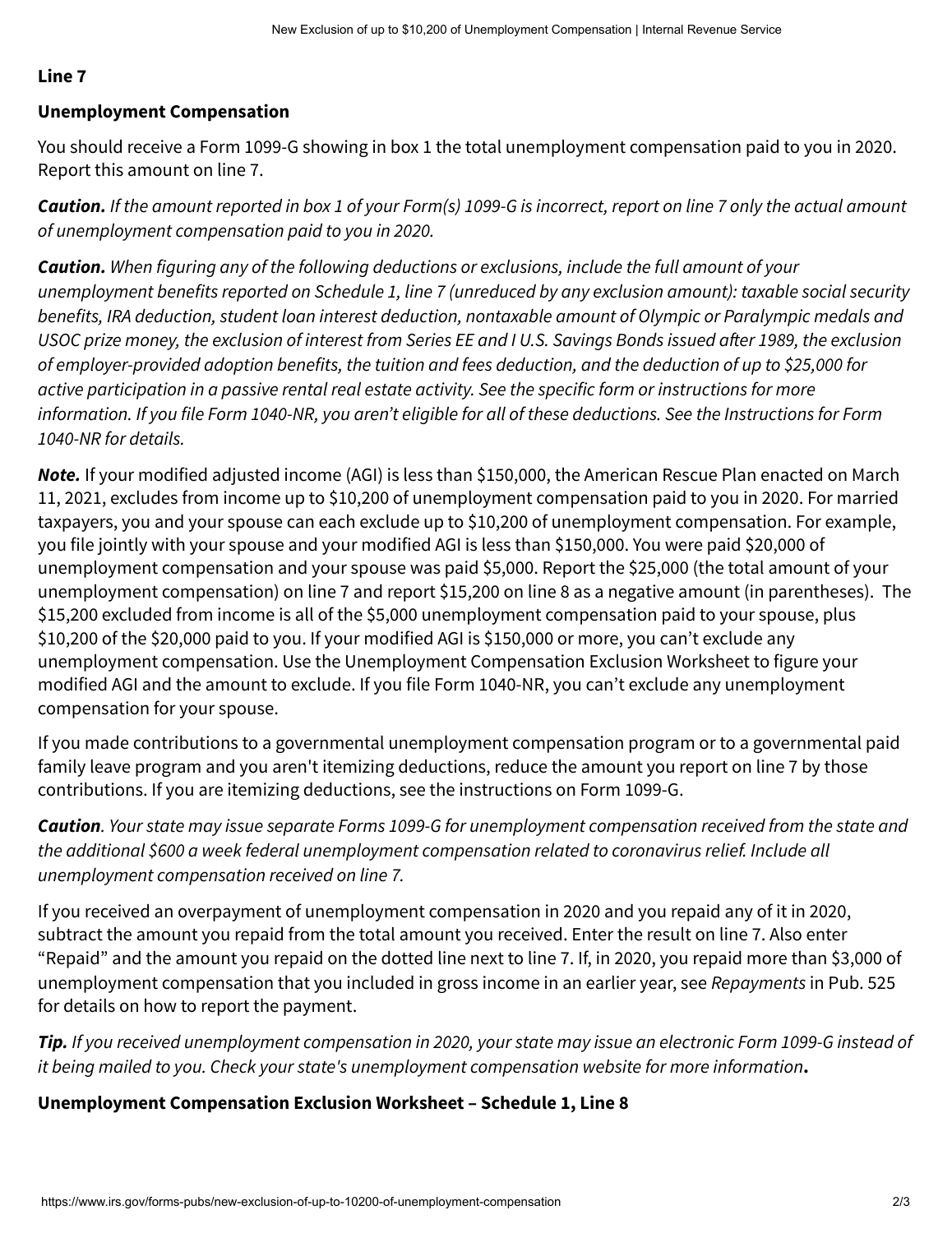**Line 7**

**Unemployment Compensation**

You should receive a Form 1099-G showing in box 1 the total unemployment compensation paid to you in 2020. Report this amount on line 7.

***Caution.*** *If the amount reported in box 1 of your Form(s) 1099-G is incorrect, report on line 7 only the actual amount of unemployment compensation paid to you in 2020.*

***Caution.*** *When figuring any of the following deductions or exclusions, include the full amount of your unemployment benefits reported on Schedule 1, line 7 (unreduced by any exclusion amount): taxable social security benefits, IRA deduction, student loan interest deduction, nontaxable amount of Olympic or Paralympic medals and USOC prize money, the exclusion of interest from Series EE and I U.S. Savings Bonds issued after 1989, the exclusion of employer-provided adoption benefits, the tuition and fees deduction, and the deduction of up to $25,000 for active participation in a passive rental real estate activity. See the specific form or instructions for more information. If you file Form 1040-NR, you aren't eligible for all of these deductions. See the Instructions for Form 1040-NR for details.*

***Note.*** If your modified adjusted income (AGI) is less than $150,000, the American Rescue Plan enacted on March 11, 2021, excludes from income up to $10,200 of unemployment compensation paid to you in 2020. For married taxpayers, you and your spouse can each exclude up to $10,200 of unemployment compensation. For example, you file jointly with your spouse and your modified AGI is less than $150,000. You were paid $20,000 of unemployment compensation and your spouse was paid $5,000. Report the $25,000 (the total amount of your unemployment compensation) on line 7 and report $15,200 on line 8 as a negative amount (in parentheses). The $15,200 excluded from income is all of the $5,000 unemployment compensation paid to your spouse, plus $10,200 of the $20,000 paid to you. If your modified AGI is $150,000 or more, you can't exclude any unemployment compensation. Use the Unemployment Compensation Exclusion Worksheet to figure your modified AGI and the amount to exclude. If you file Form 1040-NR, you can't exclude any unemployment compensation for your spouse.

If you made contributions to a governmental unemployment compensation program or to a governmental paid family leave program and you aren't itemizing deductions, reduce the amount you report on line 7 by those contributions. If you are itemizing deductions, see the instructions on Form 1099-G.

***Caution****. Your state may issue separate Forms 1099-G for unemployment compensation received from the state and the additional $600 a week federal unemployment compensation related to coronavirus relief. Include all unemployment compensation received on line 7.*

If you received an overpayment of unemployment compensation in 2020 and you repaid any of it in 2020, subtract the amount you repaid from the total amount you received. Enter the result on line 7. Also enter "Repaid" and the amount you repaid on the dotted line next to line 7. If, in 2020, you repaid more than $3,000 of unemployment compensation that you included in gross income in an earlier year, see *Repayments* in Pub. 525 for details on how to report the payment.

***Tip.*** *If you received unemployment compensation in 2020, your state may issue an electronic Form 1099-G instead of it being mailed to you. Check your state's unemployment compensation website for more information***.**

**Unemployment Compensation Exclusion Worksheet – Schedule 1, Line 8**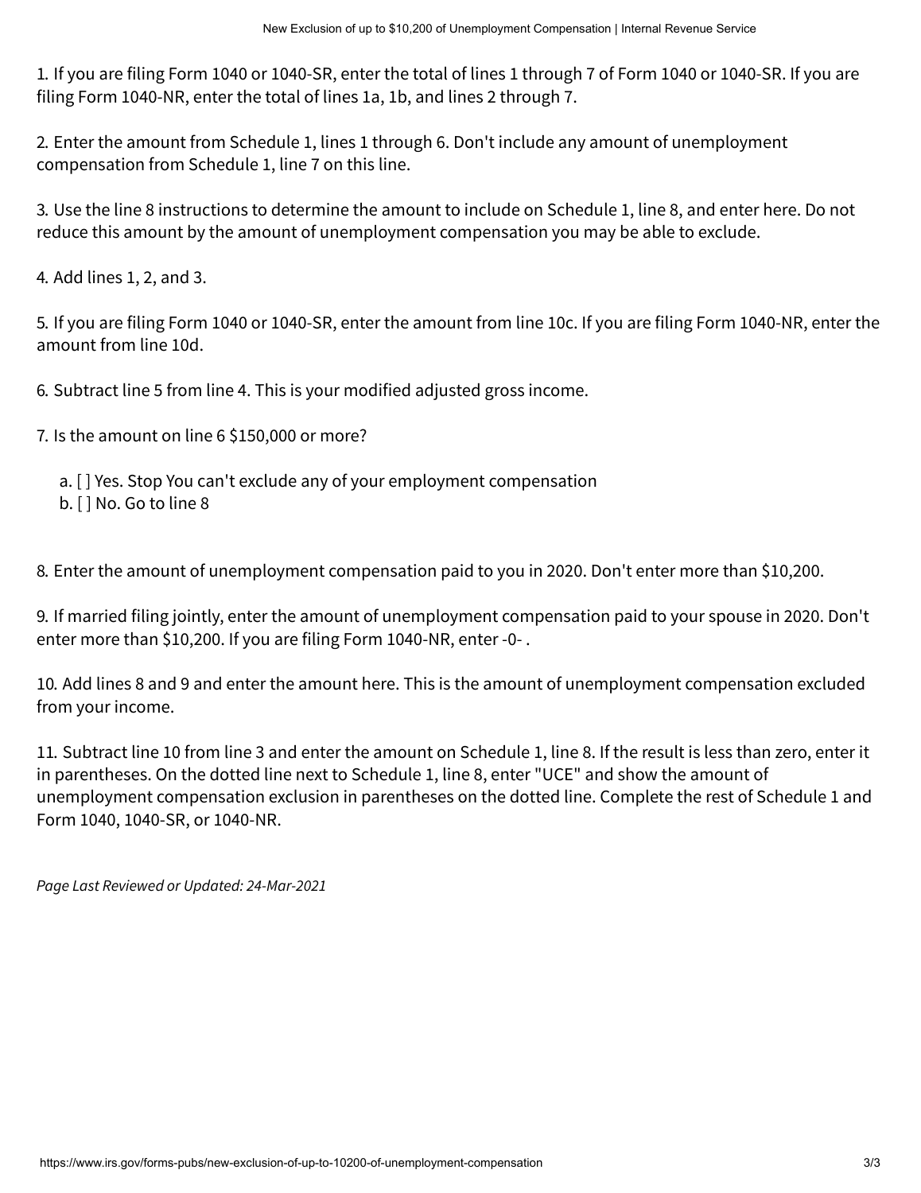1. If you are filing Form 1040 or 1040-SR, enter the total of lines 1 through 7 of Form 1040 or 1040-SR. If you are filing Form 1040-NR, enter the total of lines 1a, 1b, and lines 2 through 7.

2. Enter the amount from Schedule 1, lines 1 through 6. Don't include any amount of unemployment compensation from Schedule 1, line 7 on this line.

3. Use the line 8 instructions to determine the amount to include on Schedule 1, line 8, and enter here. Do not reduce this amount by the amount of unemployment compensation you may be able to exclude.

4. Add lines 1, 2, and 3.

5. If you are filing Form 1040 or 1040-SR, enter the amount from line 10c. If you are filing Form 1040-NR, enter the amount from line 10d.

6. Subtract line 5 from line 4. This is your modified adjusted gross income.

7. Is the amount on line 6 $150,000 or more?

   a. [ ] Yes. Stop You can't exclude any of your employment compensation
   b. [ ] No. Go to line 8

8. Enter the amount of unemployment compensation paid to you in 2020. Don't enter more than $10,200.

9. If married filing jointly, enter the amount of unemployment compensation paid to your spouse in 2020. Don't enter more than $10,200. If you are filing Form 1040-NR, enter -0- .

10. Add lines 8 and 9 and enter the amount here. This is the amount of unemployment compensation excluded from your income.

11. Subtract line 10 from line 3 and enter the amount on Schedule 1, line 8. If the result is less than zero, enter it in parentheses. On the dotted line next to Schedule 1, line 8, enter "UCE" and show the amount of unemployment compensation exclusion in parentheses on the dotted line. Complete the rest of Schedule 1 and Form 1040, 1040-SR, or 1040-NR.

*Page Last Reviewed or Updated: 24-Mar-2021*